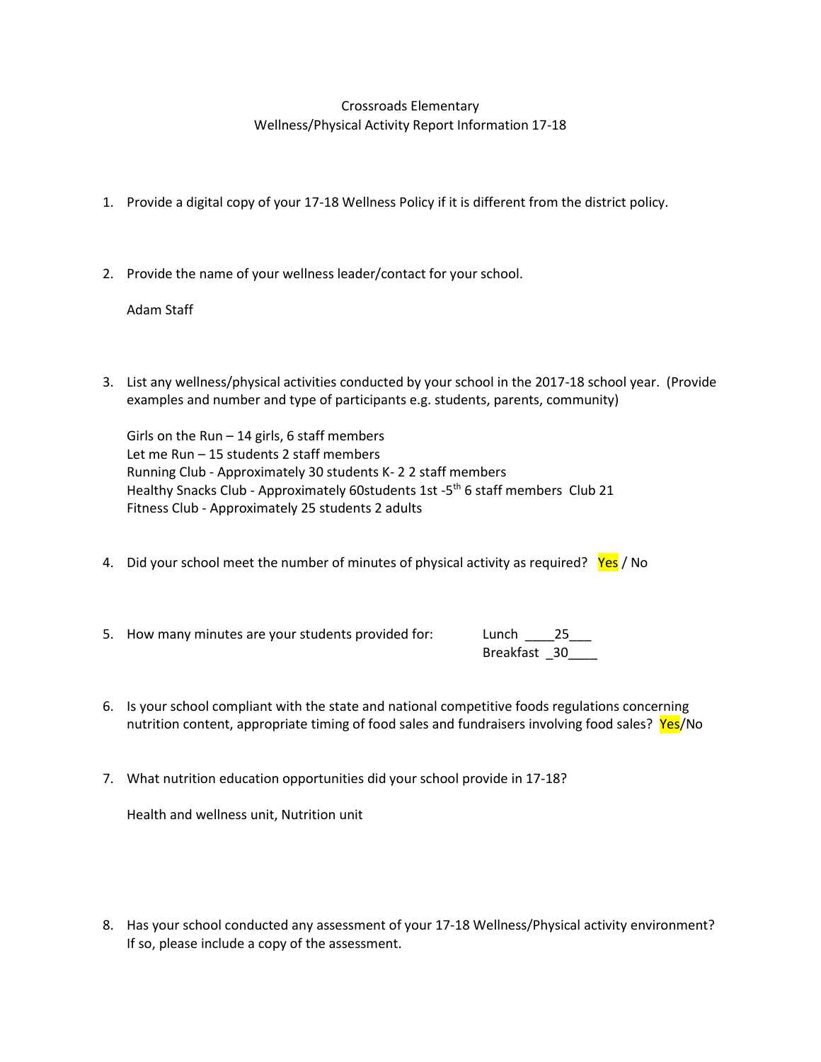Crossroads Elementary
Wellness/Physical Activity Report Information 17-18

1. Provide a digital copy of your 17-18 Wellness Policy if it is different from the district policy.

2. Provide the name of your wellness leader/contact for your school.

   Adam Staff

3. List any wellness/physical activities conducted by your school in the 2017-18 school year. (Provide examples and number and type of participants e.g. students, parents, community)

   Girls on the Run – 14 girls, 6 staff members
   Let me Run – 15 students 2 staff members
   Running Club - Approximately 30 students K- 2 2 staff members
   Healthy Snacks Club - Approximately 60students 1st -5th 6 staff members Club 21
   Fitness Club - Approximately 25 students 2 adults

4. Did your school meet the number of minutes of physical activity as required? **Yes** / No

5. How many minutes are your students provided for: Lunch ____25___
   Breakfast _30____

6. Is your school compliant with the state and national competitive foods regulations concerning nutrition content, appropriate timing of food sales and fundraisers involving food sales? **Yes**/No

7. What nutrition education opportunities did your school provide in 17-18?

   Health and wellness unit, Nutrition unit

8. Has your school conducted any assessment of your 17-18 Wellness/Physical activity environment? If so, please include a copy of the assessment.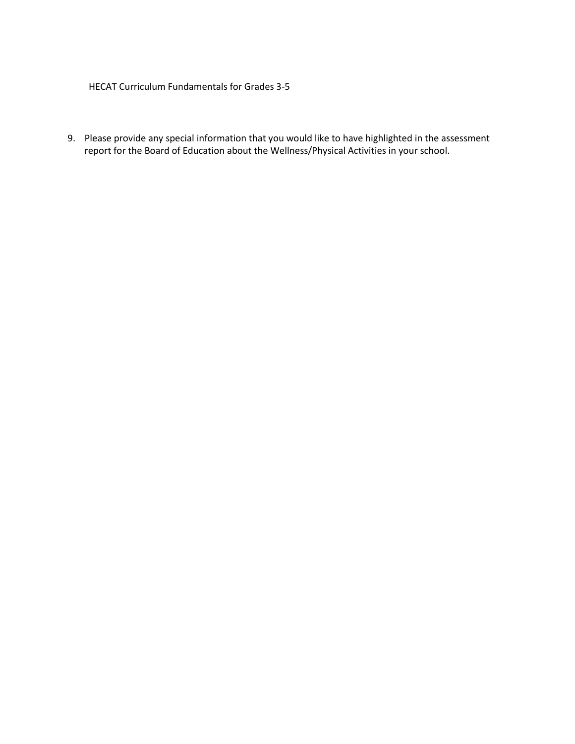HECAT Curriculum Fundamentals for Grades 3-5

9. Please provide any special information that you would like to have highlighted in the assessment report for the Board of Education about the Wellness/Physical Activities in your school.